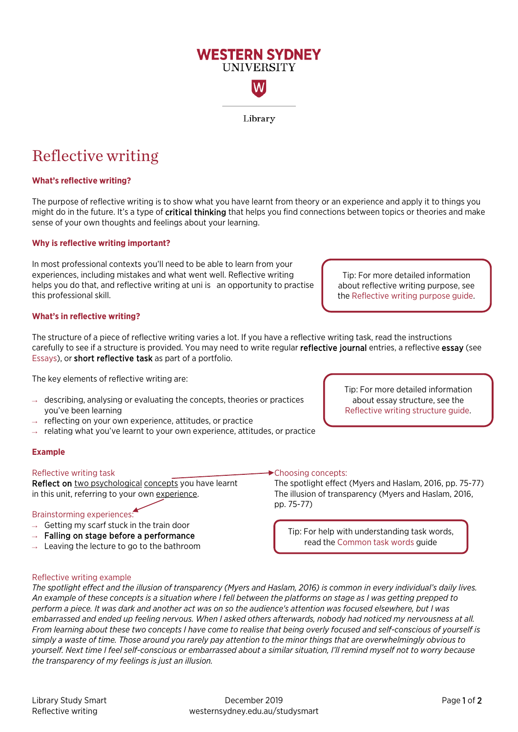WESTERN SYDNEY UNIVERSITY

Library

# Reflective writing

### What's reflective writing?

The purpose of reflective writing is to show what you have learnt from theory or an experience and apply it to things you might do in the future. It's a type of **critical thinking** that helps you find connections between topics or theories and make sense of your own thoughts and feelings about your learning.

### Why is reflective writing important?

In most professional contexts you'll need to be able to learn from your experiences, including mistakes and what went well. Reflective writing helps you do that, and reflective writing at uni is an opportunity to practise this professional skill.

> Tip: For more detailed information about reflective writing purpose, see the Reflective writing purpose guide.

### What's in reflective writing?

The structure of a piece of reflective writing varies a lot. If you have a reflective writing task, read the instructions carefully to see if a structure is provided. You may need to write regular **reflective journal** entries, a reflective **essay** (see Essays), or **short reflective task** as part of a portfolio.

The key elements of reflective writing are:

- describing, analysing or evaluating the concepts, theories or practices you've been learning
- reflecting on your own experience, attitudes, or practice
- relating what you've learnt to your own experience, attitudes, or practice

> Tip: For more detailed information about essay structure, see the Reflective writing structure guide.

### Example

Reflective writing task

**Reflect on** two psychological concepts you have learnt in this unit, referring to your own experience.

Choosing concepts:

The spotlight effect (Myers and Haslam, 2016, pp. 75-77)
The illusion of transparency (Myers and Haslam, 2016, pp. 75-77)

Brainstorming experiences:

- Getting my scarf stuck in the train door
- **Falling on stage before a performance**
- Leaving the lecture to go to the bathroom

> Tip: For help with understanding task words, read the Common task words guide

Reflective writing example

*The spotlight effect and the illusion of transparency (Myers and Haslam, 2016) is common in every individual's daily lives. An example of these concepts is a situation where I fell between the platforms on stage as I was getting prepped to perform a piece. It was dark and another act was on so the audience's attention was focused elsewhere, but I was embarrassed and ended up feeling nervous. When I asked others afterwards, nobody had noticed my nervousness at all. From learning about these two concepts I have come to realise that being overly focused and self-conscious of yourself is simply a waste of time. Those around you rarely pay attention to the minor things that are overwhelmingly obvious to yourself. Next time I feel self-conscious or embarrassed about a similar situation, I'll remind myself not to worry because the transparency of my feelings is just an illusion.*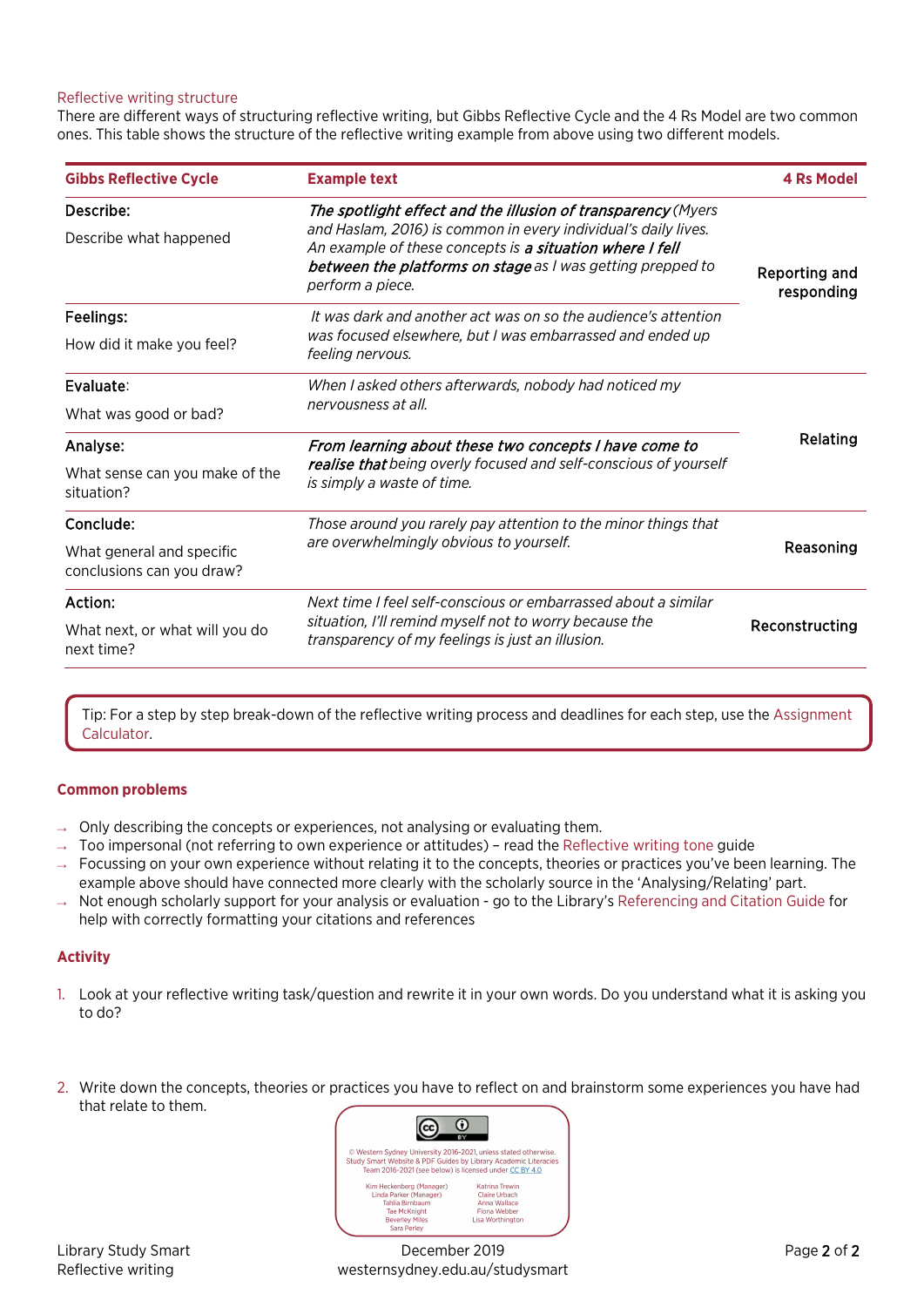## Reflective writing structure

There are different ways of structuring reflective writing, but Gibbs Reflective Cycle and the 4 Rs Model are two common ones. This table shows the structure of the reflective writing example from above using two different models.

| Gibbs Reflective Cycle | Example text | 4 Rs Model |
|---|---|---|
| **Describe:** Describe what happened | ***The spotlight effect and the illusion of transparency*** *(Myers and Haslam, 2016) is common in every individual's daily lives. An example of these concepts is* ***a situation where I fell between the platforms on stage*** *as I was getting prepped to perform a piece.* | Reporting and responding |
| **Feelings:** How did it make you feel? | *It was dark and another act was on so the audience's attention was focused elsewhere, but I was embarrassed and ended up feeling nervous.* | |
| **Evaluate:** What was good or bad? | *When I asked others afterwards, nobody had noticed my nervousness at all.* | Relating |
| **Analyse:** What sense can you make of the situation? | ***From learning about these two concepts I have come to realise that*** *being overly focused and self-conscious of yourself is simply a waste of time.* | |
| **Conclude:** What general and specific conclusions can you draw? | *Those around you rarely pay attention to the minor things that are overwhelmingly obvious to yourself.* | Reasoning |
| **Action:** What next, or what will you do next time? | *Next time I feel self-conscious or embarrassed about a similar situation, I'll remind myself not to worry because the transparency of my feelings is just an illusion.* | Reconstructing |

> Tip: For a step by step break-down of the reflective writing process and deadlines for each step, use the Assignment Calculator.

### Common problems

- Only describing the concepts or experiences, not analysing or evaluating them.
- Too impersonal (not referring to own experience or attitudes) – read the Reflective writing tone guide
- Focussing on your own experience without relating it to the concepts, theories or practices you've been learning. The example above should have connected more clearly with the scholarly source in the 'Analysing/Relating' part.
- Not enough scholarly support for your analysis or evaluation - go to the Library's Referencing and Citation Guide for help with correctly formatting your citations and references

### Activity

1. Look at your reflective writing task/question and rewrite it in your own words. Do you understand what it is asking you to do?

2. Write down the concepts, theories or practices you have to reflect on and brainstorm some experiences you have had that relate to them.

© Western Sydney University 2016-2021, unless stated otherwise. Study Smart Website & PDF Guides by Library Academic Literacies Team 2016-2021 (see below) is licensed under CC BY 4.0

Kim Heckenberg (Manager), Linda Parker (Manager), Tahlia Birnbaum, Tae McKnight, Beverley Miles, Sara Perley, Katrina Trewin, Claire Urbach, Anna Wallace, Fiona Webber, Lisa Worthington

Library Study Smart
Reflective writing

December 2019
westernsydney.edu.au/studysmart